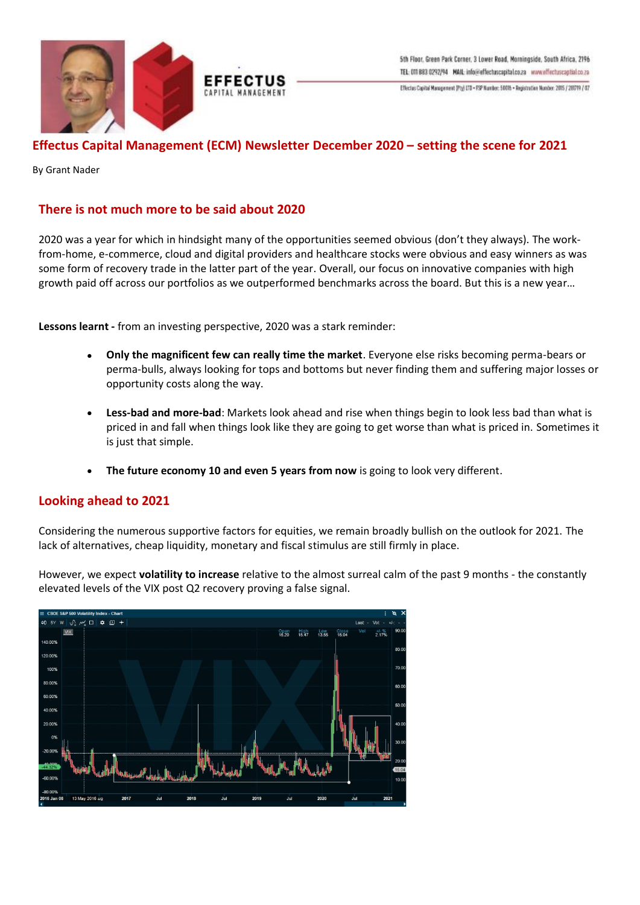# Effectus Capital Management (ECM) Newsletter December 2020 – setting the scene for 2021

By Grant Nader

## There is not much more to be said about 2020

2020 was a year for which in hindsight many of the opportunities seemed obvious (don't they always). The work-from-home, e-commerce, cloud and digital providers and healthcare stocks were obvious and easy winners as was some form of recovery trade in the latter part of the year. Overall, our focus on innovative companies with high growth paid off across our portfolios as we outperformed benchmarks across the board. But this is a new year…

**Lessons learnt -** from an investing perspective, 2020 was a stark reminder:

- **Only the magnificent few can really time the market**. Everyone else risks becoming perma-bears or perma-bulls, always looking for tops and bottoms but never finding them and suffering major losses or opportunity costs along the way.
- **Less-bad and more-bad**: Markets look ahead and rise when things begin to look less bad than what is priced in and fall when things look like they are going to get worse than what is priced in. Sometimes it is just that simple.
- **The future economy 10 and even 5 years from now** is going to look very different.

## Looking ahead to 2021

Considering the numerous supportive factors for equities, we remain broadly bullish on the outlook for 2021. The lack of alternatives, cheap liquidity, monetary and fiscal stimulus are still firmly in place.

However, we expect **volatility to increase** relative to the almost surreal calm of the past 9 months - the constantly elevated levels of the VIX post Q2 recovery proving a false signal.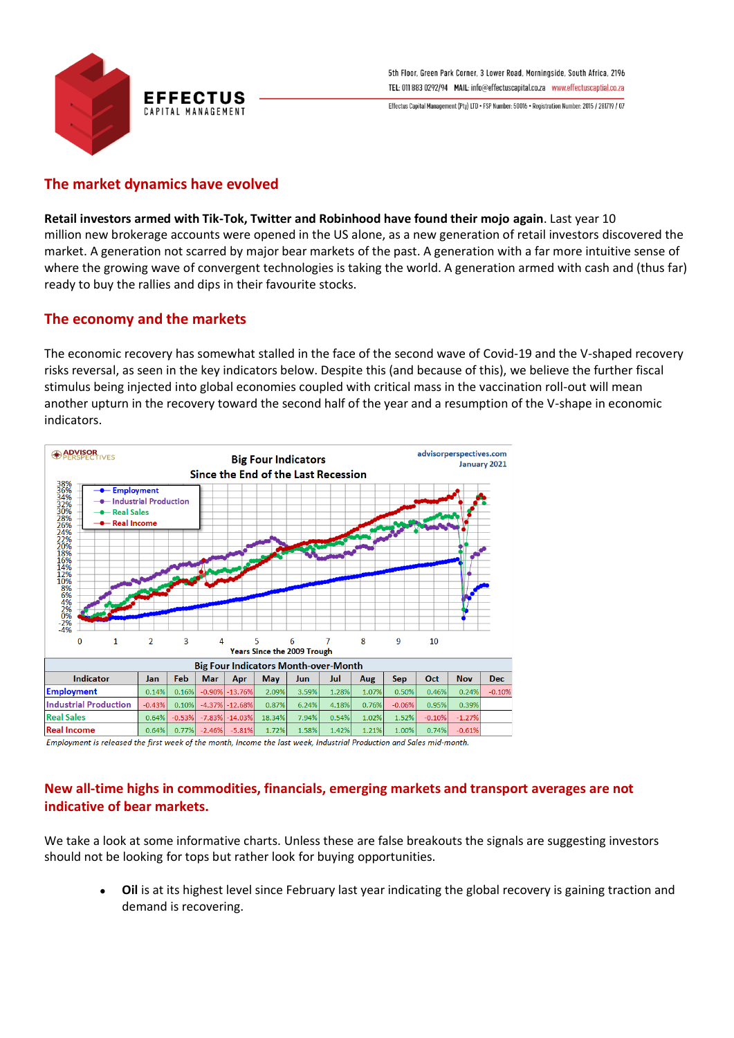## The market dynamics have evolved

**Retail investors armed with Tik-Tok, Twitter and Robinhood have found their mojo again**. Last year 10 million new brokerage accounts were opened in the US alone, as a new generation of retail investors discovered the market. A generation not scarred by major bear markets of the past. A generation with a far more intuitive sense of where the growing wave of convergent technologies is taking the world. A generation armed with cash and (thus far) ready to buy the rallies and dips in their favourite stocks.

## The economy and the markets

The economic recovery has somewhat stalled in the face of the second wave of Covid-19 and the V-shaped recovery risks reversal, as seen in the key indicators below. Despite this (and because of this), we believe the further fiscal stimulus being injected into global economies coupled with critical mass in the vaccination roll-out will mean another upturn in the recovery toward the second half of the year and a resumption of the V-shape in economic indicators.

Big Four Indicators Since the End of the Last Recession

| Indicator | Jan | Feb | Mar | Apr | May | Jun | Jul | Aug | Sep | Oct | Nov | Dec |
|---|---|---|---|---|---|---|---|---|---|---|---|---|
| Employment | 0.14% | 0.16% | -0.90% | -13.76% | 2.09% | 3.59% | 1.28% | 1.07% | 0.50% | 0.46% | 0.24% | -0.10% |
| Industrial Production | -0.43% | 0.10% | -4.37% | -12.68% | 0.87% | 6.24% | 4.18% | 0.76% | -0.06% | 0.95% | 0.39% | |
| Real Sales | 0.64% | -0.53% | -7.83% | -14.03% | 18.34% | 7.94% | 0.54% | 1.02% | 1.52% | -0.10% | -1.27% | |
| Real Income | 0.64% | 0.77% | -2.46% | -5.81% | 1.72% | 1.58% | 1.42% | 1.21% | 1.00% | 0.74% | -0.61% | |

*Employment is released the first week of the month, Income the last week, Industrial Production and Sales mid-month.*

## New all-time highs in commodities, financials, emerging markets and transport averages are not indicative of bear markets.

We take a look at some informative charts. Unless these are false breakouts the signals are suggesting investors should not be looking for tops but rather look for buying opportunities.

- **Oil** is at its highest level since February last year indicating the global recovery is gaining traction and demand is recovering.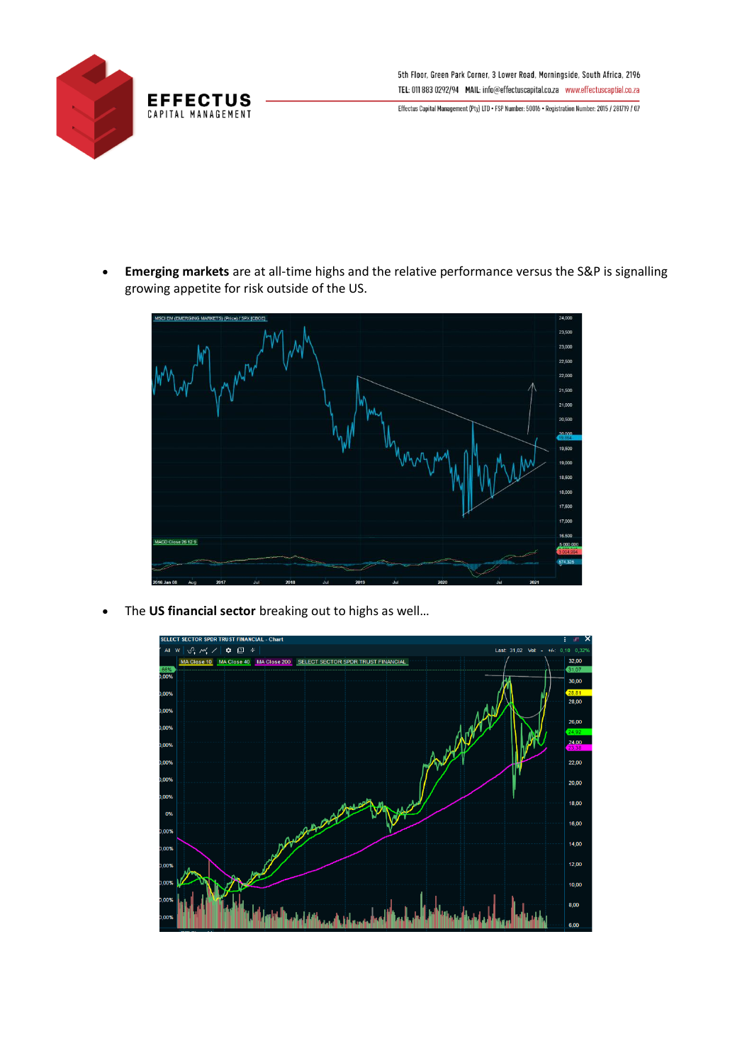- **Emerging markets** are at all-time highs and the relative performance versus the S&P is signalling growing appetite for risk outside of the US.

- The **US financial sector** breaking out to highs as well…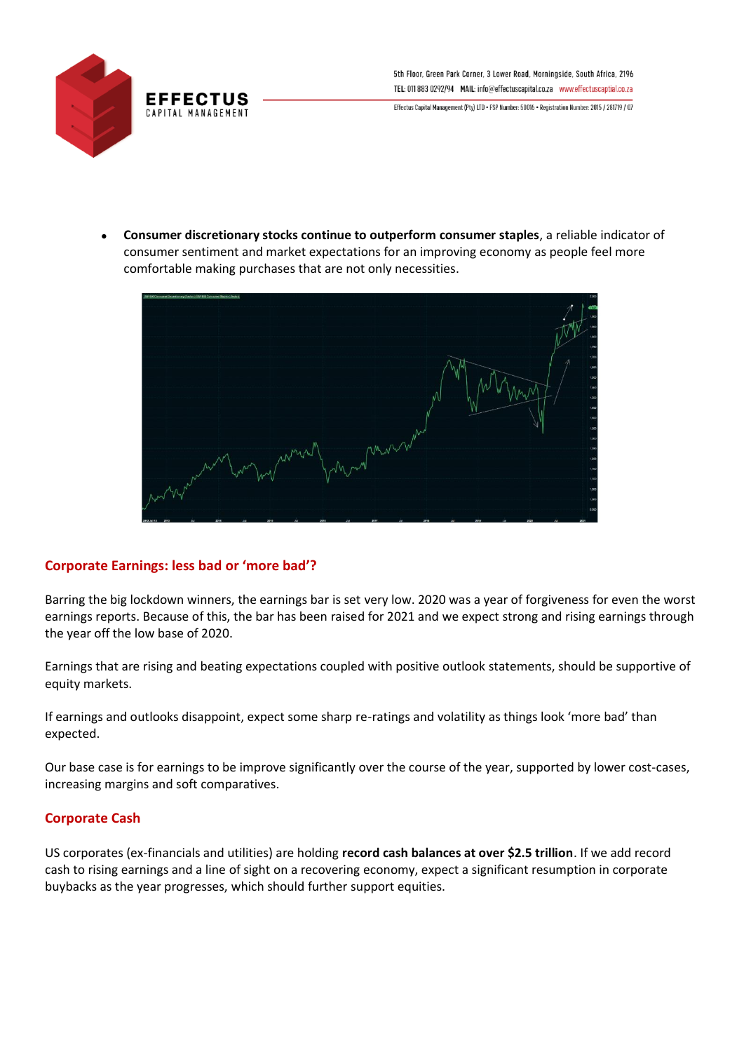- **Consumer discretionary stocks continue to outperform consumer staples**, a reliable indicator of consumer sentiment and market expectations for an improving economy as people feel more comfortable making purchases that are not only necessities.

## Corporate Earnings: less bad or 'more bad'?

Barring the big lockdown winners, the earnings bar is set very low. 2020 was a year of forgiveness for even the worst earnings reports. Because of this, the bar has been raised for 2021 and we expect strong and rising earnings through the year off the low base of 2020.

Earnings that are rising and beating expectations coupled with positive outlook statements, should be supportive of equity markets.

If earnings and outlooks disappoint, expect some sharp re-ratings and volatility as things look 'more bad' than expected.

Our base case is for earnings to be improve significantly over the course of the year, supported by lower cost-cases, increasing margins and soft comparatives.

## Corporate Cash

US corporates (ex-financials and utilities) are holding **record cash balances at over $2.5 trillion**. If we add record cash to rising earnings and a line of sight on a recovering economy, expect a significant resumption in corporate buybacks as the year progresses, which should further support equities.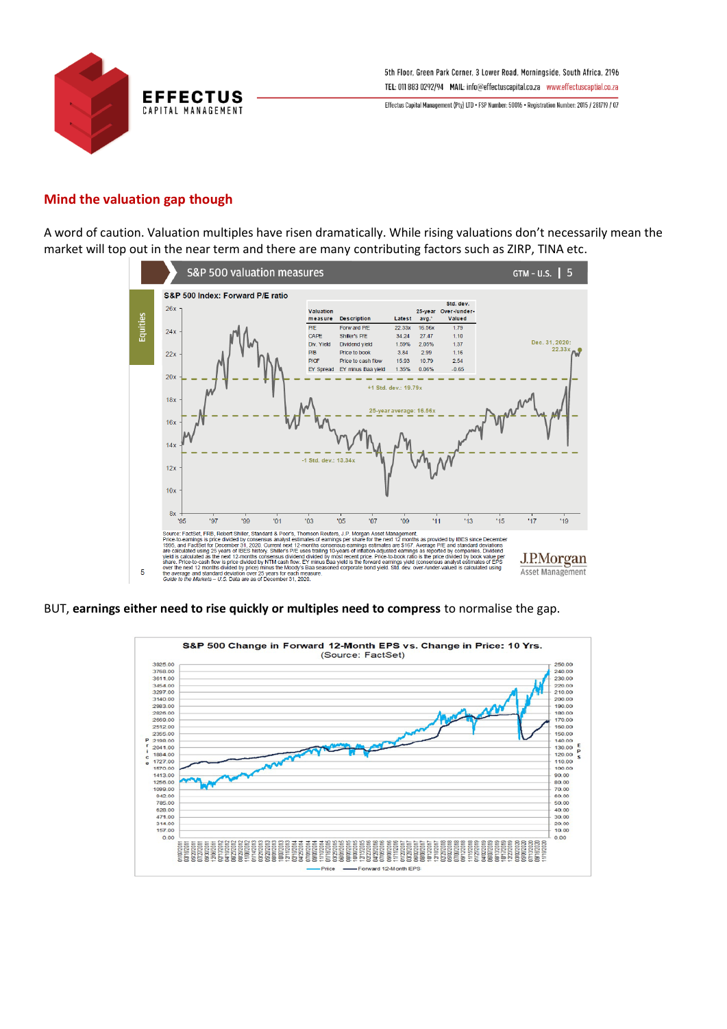## Mind the valuation gap though

A word of caution. Valuation multiples have risen dramatically. While rising valuations don't necessarily mean the market will top out in the near term and there are many contributing factors such as ZIRP, TINA etc.

**S&P 500 valuation measures** — GTM – U.S. | 5

**S&P 500 Index: Forward P/E ratio**

| Valuation measure | Description | Latest | 25-year avg.* | Std. dev. Over-/under-Valued |
|---|---|---|---|---|
| P/E | Forward P/E | 22.33x | 16.56x | 1.79 |
| CAPE | Shiller's P/E | 34.24 | 27.47 | 1.10 |
| Div. Yield | Dividend yield | 1.59% | 2.06% | 1.37 |
| P/B | Price to book | 3.84 | 2.99 | 1.16 |
| P/CF | Price to cash flow | 15.03 | 10.79 | 2.54 |
| EY Spread | EY minus Baa yield | 1.35% | 0.06% | -0.65 |

Dec. 31, 2020: 22.33x

+1 Std. dev.: 19.79x

25-year average: 16.56x

-1 Std. dev.: 13.34x

Source: FactSet, FRB, Robert Shiller, Standard & Poor's, Thomson Reuters, J.P. Morgan Asset Management.
Price-to-earnings is price divided by consensus analyst estimates of earnings per share for the next 12 months as provided by IBES since December 1995, and FactSet for December 31, 2020. Current next 12-months consensus earnings estimates are $167. Average P/E and standard deviations are calculated using 25 years of IBES history. Shiller's P/E uses trailing 10-years of inflation-adjusted earnings as reported by companies. Dividend yield is calculated as the next 12-months consensus dividend divided by most recent price. Price-to-book ratio is the price divided by book value per share. Price-to-cash flow is price divided by NTM cash flow. EY minus Baa yield is the forward earnings yield (consensus analyst estimates of EPS over the next 12 months divided by price) minus the Moody's Baa seasoned corporate bond yield. Std. dev. over-/under-valued is calculated using the average and standard deviation over 25 years for each measure.
*Guide to the Markets – U.S. Data are as of December 31, 2020.*

J.P.Morgan Asset Management

BUT, **earnings either need to rise quickly or multiples need to compress** to normalise the gap.

**S&P 500 Change in Forward 12-Month EPS vs. Change in Price: 10 Yrs.**
(Source: FactSet)

Price — Forward 12-Month EPS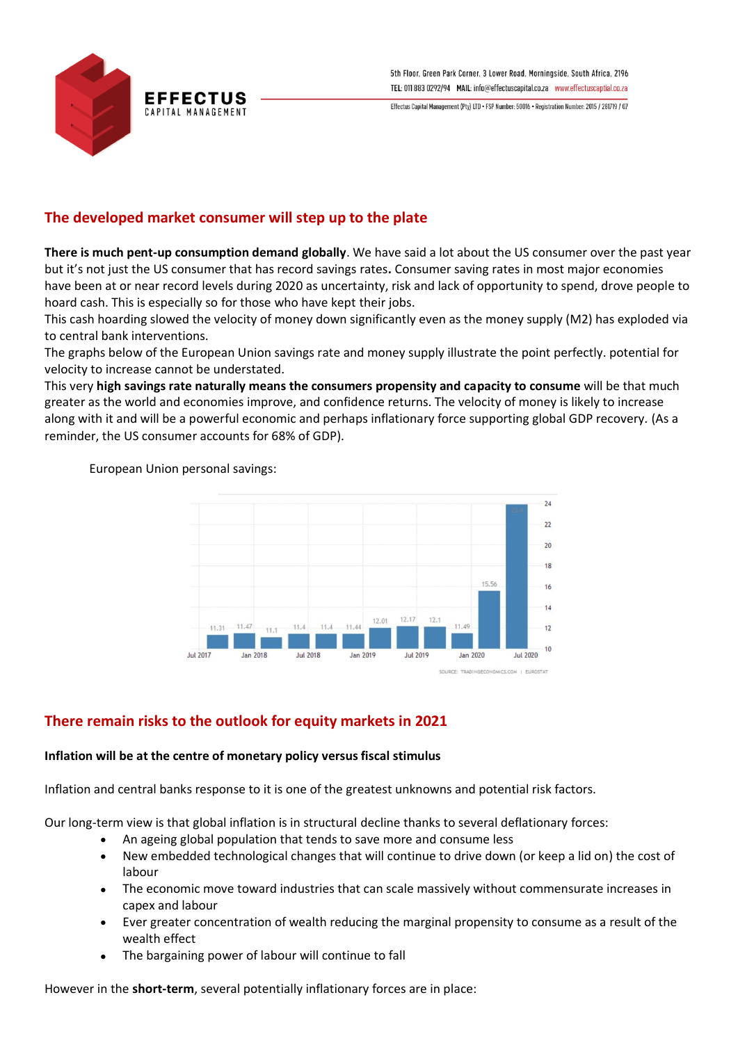## The developed market consumer will step up to the plate

**There is much pent-up consumption demand globally**. We have said a lot about the US consumer over the past year but it's not just the US consumer that has record savings rates**.** Consumer saving rates in most major economies have been at or near record levels during 2020 as uncertainty, risk and lack of opportunity to spend, drove people to hoard cash. This is especially so for those who have kept their jobs.

This cash hoarding slowed the velocity of money down significantly even as the money supply (M2) has exploded via to central bank interventions.

The graphs below of the European Union savings rate and money supply illustrate the point perfectly. potential for velocity to increase cannot be understated.

This very **high savings rate naturally means the consumers propensity and capacity to consume** will be that much greater as the world and economies improve, and confidence returns. The velocity of money is likely to increase along with it and will be a powerful economic and perhaps inflationary force supporting global GDP recovery. (As a reminder, the US consumer accounts for 68% of GDP).

European Union personal savings:

| Period | Value |
|---|---|
| Jul 2017 | 11.31 |
| | 11.47 |
| Jan 2018 | 11.1 |
| | 11.4 |
| Jul 2018 | 11.4 |
| | 11.44 |
| Jan 2019 | 12.01 |
| | 12.17 |
| Jul 2019 | 12.1 |
| | 11.49 |
| Jan 2020 | 15.56 |
| Jul 2020 | 24 |

SOURCE: TRADINGECONOMICS.COM | EUROSTAT

## There remain risks to the outlook for equity markets in 2021

### Inflation will be at the centre of monetary policy versus fiscal stimulus

Inflation and central banks response to it is one of the greatest unknowns and potential risk factors.

Our long-term view is that global inflation is in structural decline thanks to several deflationary forces:

- An ageing global population that tends to save more and consume less
- New embedded technological changes that will continue to drive down (or keep a lid on) the cost of labour
- The economic move toward industries that can scale massively without commensurate increases in capex and labour
- Ever greater concentration of wealth reducing the marginal propensity to consume as a result of the wealth effect
- The bargaining power of labour will continue to fall

However in the **short-term**, several potentially inflationary forces are in place: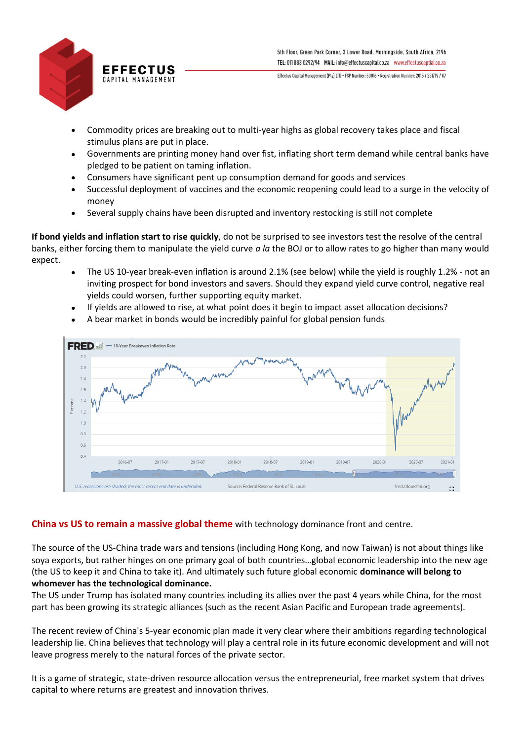- Commodity prices are breaking out to multi-year highs as global recovery takes place and fiscal stimulus plans are put in place.
- Governments are printing money hand over fist, inflating short term demand while central banks have pledged to be patient on taming inflation.
- Consumers have significant pent up consumption demand for goods and services
- Successful deployment of vaccines and the economic reopening could lead to a surge in the velocity of money
- Several supply chains have been disrupted and inventory restocking is still not complete

**If bond yields and inflation start to rise quickly**, do not be surprised to see investors test the resolve of the central banks, either forcing them to manipulate the yield curve *a la* the BOJ or to allow rates to go higher than many would expect.

- The US 10-year break-even inflation is around 2.1% (see below) while the yield is roughly 1.2% - not an inviting prospect for bond investors and savers. Should they expand yield curve control, negative real yields could worsen, further supporting equity market.
- If yields are allowed to rise, at what point does it begin to impact asset allocation decisions?
- A bear market in bonds would be incredibly painful for global pension funds

**China vs US to remain a massive global theme** with technology dominance front and centre.

The source of the US-China trade wars and tensions (including Hong Kong, and now Taiwan) is not about things like soya exports, but rather hinges on one primary goal of both countries…global economic leadership into the new age (the US to keep it and China to take it). And ultimately such future global economic **dominance will belong to whomever has the technological dominance.**

The US under Trump has isolated many countries including its allies over the past 4 years while China, for the most part has been growing its strategic alliances (such as the recent Asian Pacific and European trade agreements).

The recent review of China's 5-year economic plan made it very clear where their ambitions regarding technological leadership lie. China believes that technology will play a central role in its future economic development and will not leave progress merely to the natural forces of the private sector.

It is a game of strategic, state-driven resource allocation versus the entrepreneurial, free market system that drives capital to where returns are greatest and innovation thrives.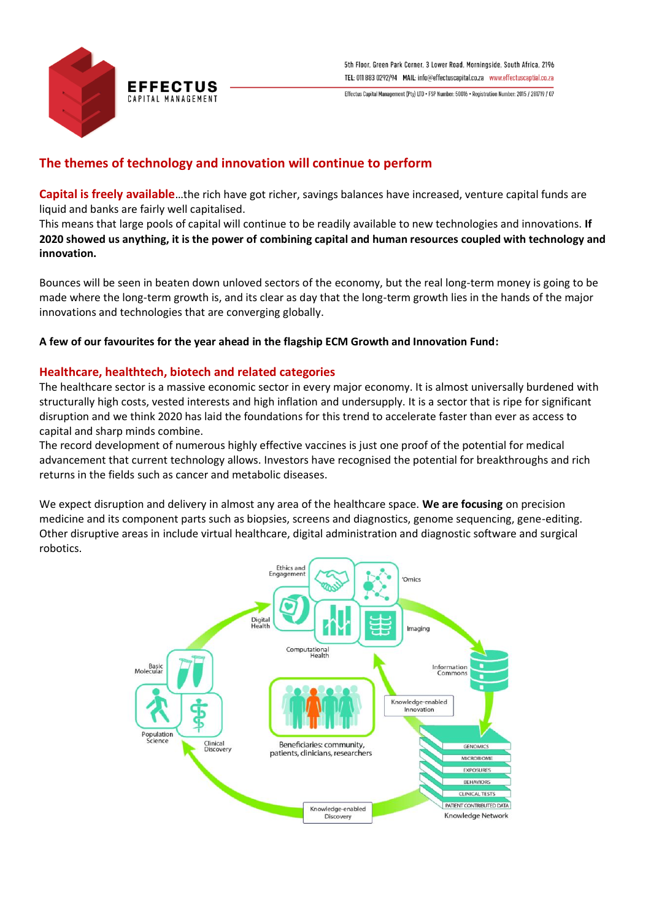## The themes of technology and innovation will continue to perform

**Capital is freely available**…the rich have got richer, savings balances have increased, venture capital funds are liquid and banks are fairly well capitalised.
This means that large pools of capital will continue to be readily available to new technologies and innovations. **If 2020 showed us anything, it is the power of combining capital and human resources coupled with technology and innovation.**

Bounces will be seen in beaten down unloved sectors of the economy, but the real long-term money is going to be made where the long-term growth is, and its clear as day that the long-term growth lies in the hands of the major innovations and technologies that are converging globally.

**A few of our favourites for the year ahead in the flagship ECM Growth and Innovation Fund:**

### Healthcare, healthtech, biotech and related categories

The healthcare sector is a massive economic sector in every major economy. It is almost universally burdened with structurally high costs, vested interests and high inflation and undersupply. It is a sector that is ripe for significant disruption and we think 2020 has laid the foundations for this trend to accelerate faster than ever as access to capital and sharp minds combine.
The record development of numerous highly effective vaccines is just one proof of the potential for medical advancement that current technology allows. Investors have recognised the potential for breakthroughs and rich returns in the fields such as cancer and metabolic diseases.

We expect disruption and delivery in almost any area of the healthcare space. **We are focusing** on precision medicine and its component parts such as biopsies, screens and diagnostics, genome sequencing, gene-editing. Other disruptive areas in include virtual healthcare, digital administration and diagnostic software and surgical robotics.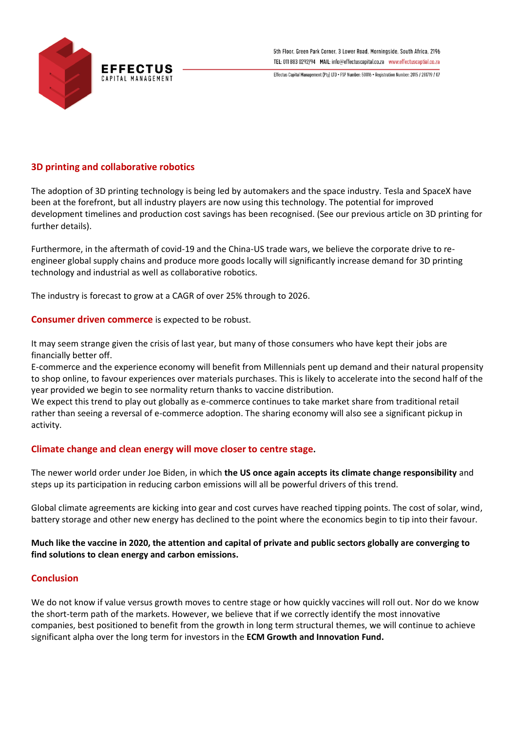## 3D printing and collaborative robotics

The adoption of 3D printing technology is being led by automakers and the space industry. Tesla and SpaceX have been at the forefront, but all industry players are now using this technology. The potential for improved development timelines and production cost savings has been recognised. (See our previous article on 3D printing for further details).

Furthermore, in the aftermath of covid-19 and the China-US trade wars, we believe the corporate drive to re-engineer global supply chains and produce more goods locally will significantly increase demand for 3D printing technology and industrial as well as collaborative robotics.

The industry is forecast to grow at a CAGR of over 25% through to 2026.

**Consumer driven commerce** is expected to be robust.

It may seem strange given the crisis of last year, but many of those consumers who have kept their jobs are financially better off.
E-commerce and the experience economy will benefit from Millennials pent up demand and their natural propensity to shop online, to favour experiences over materials purchases. This is likely to accelerate into the second half of the year provided we begin to see normality return thanks to vaccine distribution.
We expect this trend to play out globally as e-commerce continues to take market share from traditional retail rather than seeing a reversal of e-commerce adoption. The sharing economy will also see a significant pickup in activity.

## Climate change and clean energy will move closer to centre stage.

The newer world order under Joe Biden, in which **the US once again accepts its climate change responsibility** and steps up its participation in reducing carbon emissions will all be powerful drivers of this trend.

Global climate agreements are kicking into gear and cost curves have reached tipping points. The cost of solar, wind, battery storage and other new energy has declined to the point where the economics begin to tip into their favour.

**Much like the vaccine in 2020, the attention and capital of private and public sectors globally are converging to find solutions to clean energy and carbon emissions.**

## Conclusion

We do not know if value versus growth moves to centre stage or how quickly vaccines will roll out. Nor do we know the short-term path of the markets. However, we believe that if we correctly identify the most innovative companies, best positioned to benefit from the growth in long term structural themes, we will continue to achieve significant alpha over the long term for investors in the **ECM Growth and Innovation Fund.**